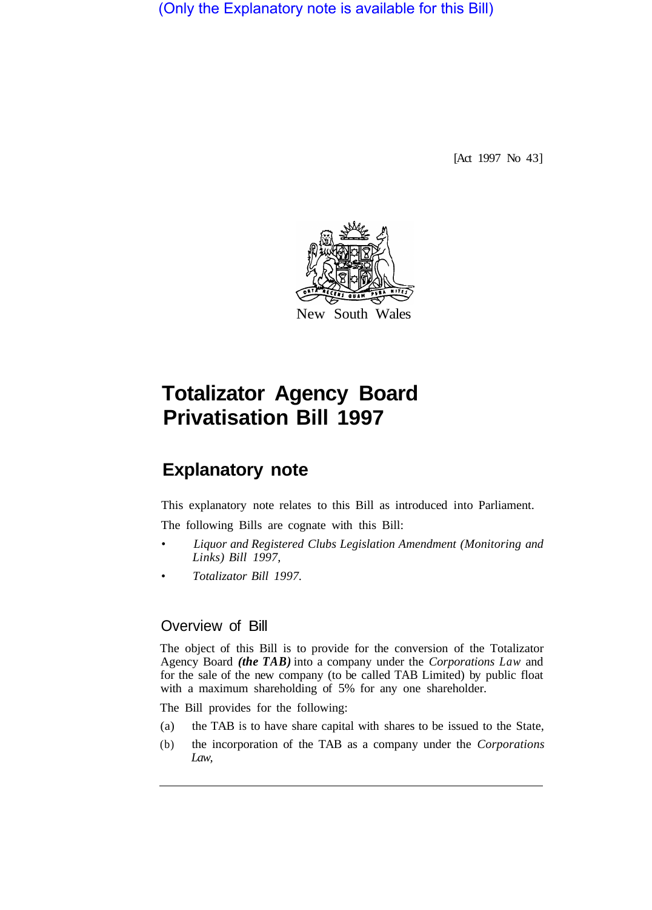(Only the Explanatory note is available for this Bill)

[Act 1997 No 43]

New South Wales

# Totalizator Agency Board Privatisation Bill 1997

## Explanatory note

This explanatory note relates to this Bill as introduced into Parliament.

The following Bills are cognate with this Bill:

- *Liquor and Registered Clubs Legislation Amendment (Monitoring and Links) Bill 1997,*
- *Totalizator Bill 1997.*

### Overview of Bill

The object of this Bill is to provide for the conversion of the Totalizator Agency Board ***(the TAB)*** into a company under the *Corporations Law* and for the sale of the new company (to be called TAB Limited) by public float with a maximum shareholding of 5% for any one shareholder.

The Bill provides for the following:

(a) the TAB is to have share capital with shares to be issued to the State,

(b) the incorporation of the TAB as a company under the *Corporations Law,*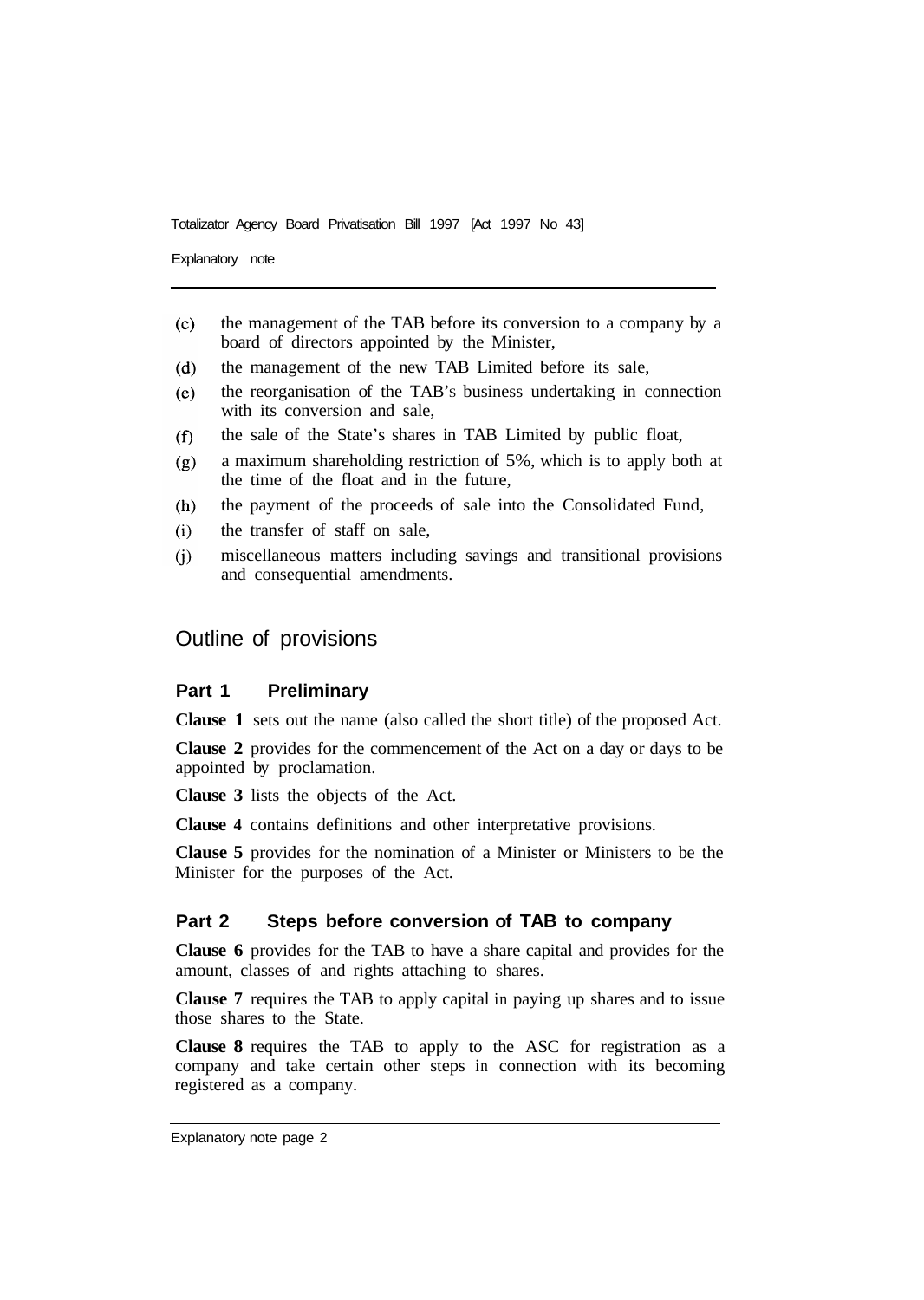(c) the management of the TAB before its conversion to a company by a board of directors appointed by the Minister,

(d) the management of the new TAB Limited before its sale,

(e) the reorganisation of the TAB's business undertaking in connection with its conversion and sale,

(f) the sale of the State's shares in TAB Limited by public float,

(g) a maximum shareholding restriction of 5%, which is to apply both at the time of the float and in the future,

(h) the payment of the proceeds of sale into the Consolidated Fund,

(i) the transfer of staff on sale,

(j) miscellaneous matters including savings and transitional provisions and consequential amendments.

## Outline of provisions

### Part 1 Preliminary

**Clause 1** sets out the name (also called the short title) of the proposed Act.

**Clause 2** provides for the commencement of the Act on a day or days to be appointed by proclamation.

**Clause 3** lists the objects of the Act.

**Clause 4** contains definitions and other interpretative provisions.

**Clause 5** provides for the nomination of a Minister or Ministers to be the Minister for the purposes of the Act.

### Part 2 Steps before conversion of TAB to company

**Clause 6** provides for the TAB to have a share capital and provides for the amount, classes of and rights attaching to shares.

**Clause 7** requires the TAB to apply capital in paying up shares and to issue those shares to the State.

**Clause 8** requires the TAB to apply to the ASC for registration as a company and take certain other steps in connection with its becoming registered as a company.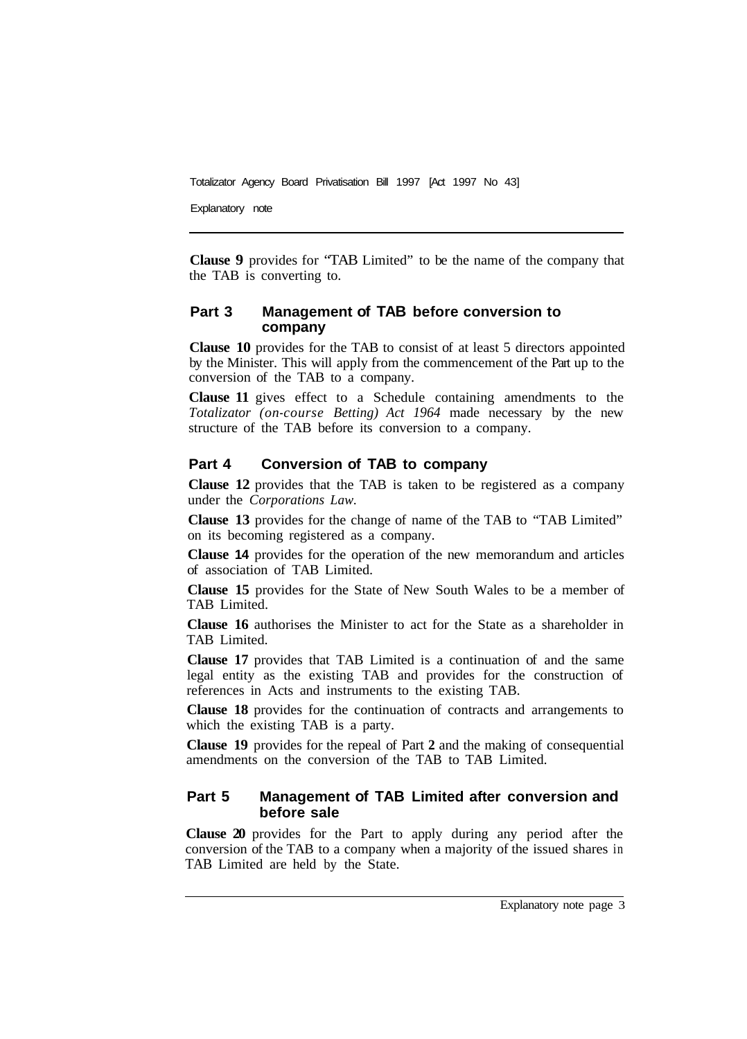**Clause 9** provides for "TAB Limited" to be the name of the company that the TAB is converting to.

## Part 3 Management of TAB before conversion to company

**Clause 10** provides for the TAB to consist of at least 5 directors appointed by the Minister. This will apply from the commencement of the Part up to the conversion of the TAB to a company.

**Clause 11** gives effect to a Schedule containing amendments to the *Totalizator (on-course Betting) Act 1964* made necessary by the new structure of the TAB before its conversion to a company.

## Part 4 Conversion of TAB to company

**Clause 12** provides that the TAB is taken to be registered as a company under the *Corporations Law.*

**Clause 13** provides for the change of name of the TAB to "TAB Limited" on its becoming registered as a company.

**Clause 14** provides for the operation of the new memorandum and articles of association of TAB Limited.

**Clause 15** provides for the State of New South Wales to be a member of TAB Limited.

**Clause 16** authorises the Minister to act for the State as a shareholder in TAB Limited.

**Clause 17** provides that TAB Limited is a continuation of and the same legal entity as the existing TAB and provides for the construction of references in Acts and instruments to the existing TAB.

**Clause 18** provides for the continuation of contracts and arrangements to which the existing TAB is a party.

**Clause 19** provides for the repeal of Part **2** and the making of consequential amendments on the conversion of the TAB to TAB Limited.

## Part 5 Management of TAB Limited after conversion and before sale

**Clause 20** provides for the Part to apply during any period after the conversion of the TAB to a company when a majority of the issued shares in TAB Limited are held by the State.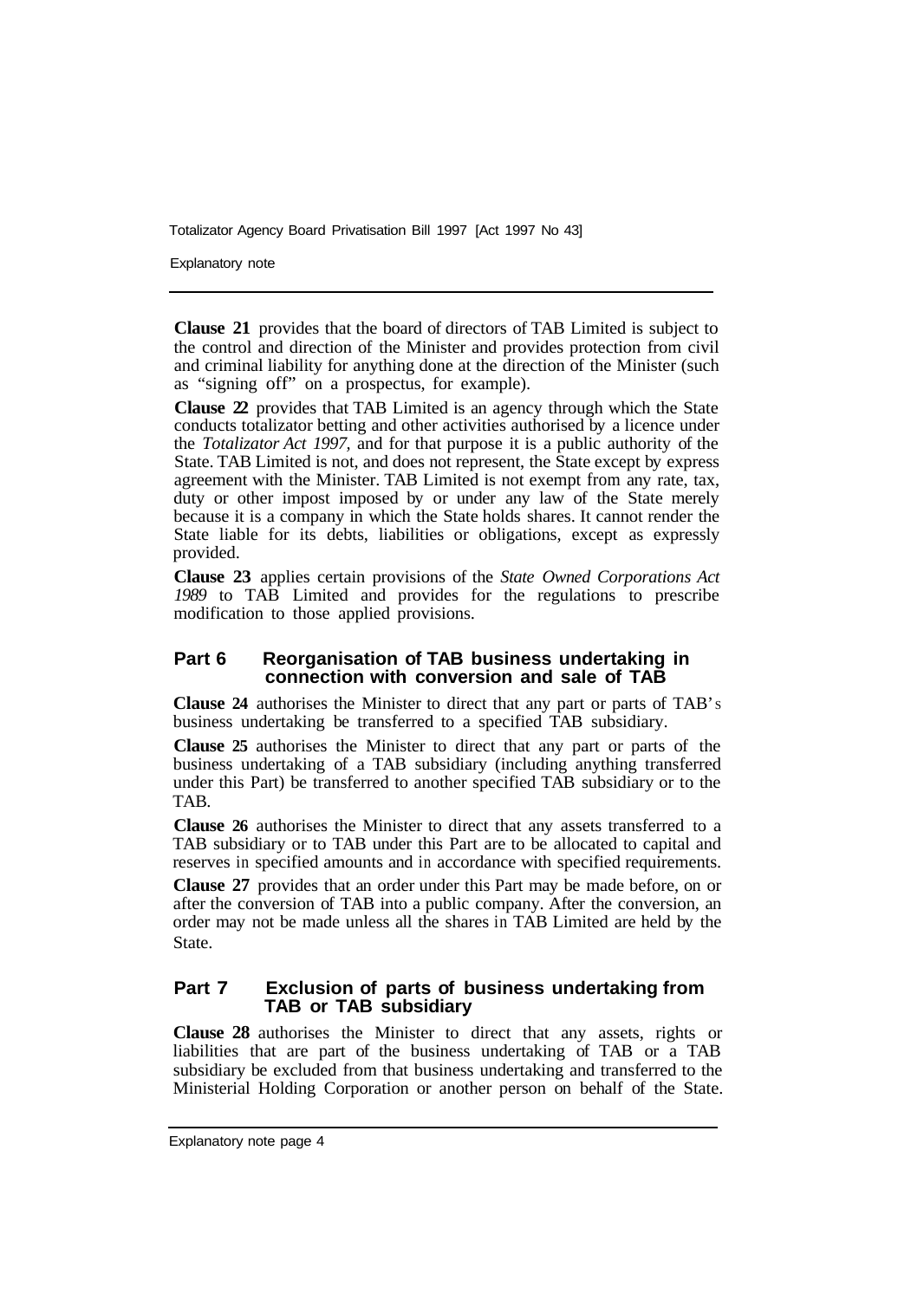**Clause 21** provides that the board of directors of TAB Limited is subject to the control and direction of the Minister and provides protection from civil and criminal liability for anything done at the direction of the Minister (such as "signing off" on a prospectus, for example).

**Clause 22** provides that TAB Limited is an agency through which the State conducts totalizator betting and other activities authorised by a licence under the *Totalizator Act 1997,* and for that purpose it is a public authority of the State. TAB Limited is not, and does not represent, the State except by express agreement with the Minister. TAB Limited is not exempt from any rate, tax, duty or other impost imposed by or under any law of the State merely because it is a company in which the State holds shares. It cannot render the State liable for its debts, liabilities or obligations, except as expressly provided.

**Clause 23** applies certain provisions of the *State Owned Corporations Act 1989* to TAB Limited and provides for the regulations to prescribe modification to those applied provisions.

## Part 6 Reorganisation of TAB business undertaking in connection with conversion and sale of TAB

**Clause 24** authorises the Minister to direct that any part or parts of TAB's business undertaking be transferred to a specified TAB subsidiary.

**Clause 25** authorises the Minister to direct that any part or parts of the business undertaking of a TAB subsidiary (including anything transferred under this Part) be transferred to another specified TAB subsidiary or to the TAB.

**Clause 26** authorises the Minister to direct that any assets transferred to a TAB subsidiary or to TAB under this Part are to be allocated to capital and reserves in specified amounts and in accordance with specified requirements.

**Clause 27** provides that an order under this Part may be made before, on or after the conversion of TAB into a public company. After the conversion, an order may not be made unless all the shares in TAB Limited are held by the State.

## Part 7 Exclusion of parts of business undertaking from TAB or TAB subsidiary

**Clause 28** authorises the Minister to direct that any assets, rights or liabilities that are part of the business undertaking of TAB or a TAB subsidiary be excluded from that business undertaking and transferred to the Ministerial Holding Corporation or another person on behalf of the State.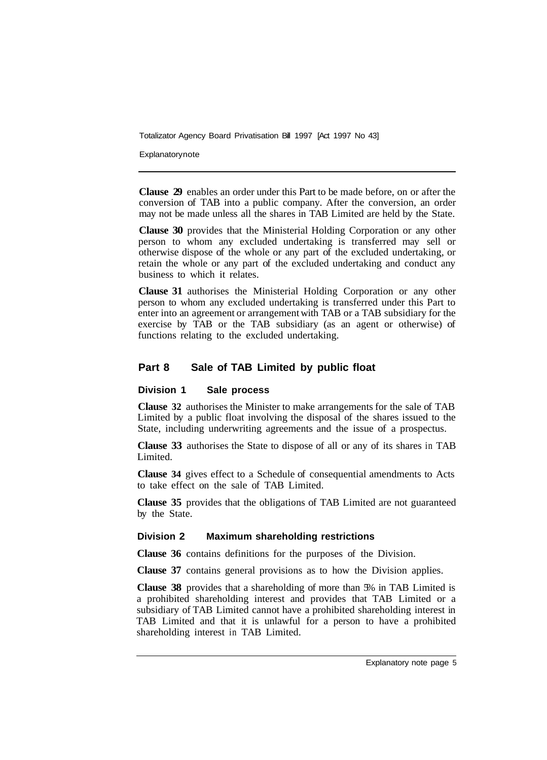**Clause 29** enables an order under this Part to be made before, on or after the conversion of TAB into a public company. After the conversion, an order may not be made unless all the shares in TAB Limited are held by the State.

**Clause 30** provides that the Ministerial Holding Corporation or any other person to whom any excluded undertaking is transferred may sell or otherwise dispose of the whole or any part of the excluded undertaking, or retain the whole or any part of the excluded undertaking and conduct any business to which it relates.

**Clause 31** authorises the Ministerial Holding Corporation or any other person to whom any excluded undertaking is transferred under this Part to enter into an agreement or arrangement with TAB or a TAB subsidiary for the exercise by TAB or the TAB subsidiary (as an agent or otherwise) of functions relating to the excluded undertaking.

## Part 8 Sale of TAB Limited by public float

### Division 1 Sale process

**Clause 32** authorises the Minister to make arrangements for the sale of TAB Limited by a public float involving the disposal of the shares issued to the State, including underwriting agreements and the issue of a prospectus.

**Clause 33** authorises the State to dispose of all or any of its shares in TAB Limited.

**Clause 34** gives effect to a Schedule of consequential amendments to Acts to take effect on the sale of TAB Limited.

**Clause 35** provides that the obligations of TAB Limited are not guaranteed by the State.

### Division 2 Maximum shareholding restrictions

**Clause 36** contains definitions for the purposes of the Division.

**Clause 37** contains general provisions as to how the Division applies.

**Clause 38** provides that a shareholding of more than 5% in TAB Limited is a prohibited shareholding interest and provides that TAB Limited or a subsidiary of TAB Limited cannot have a prohibited shareholding interest in TAB Limited and that it is unlawful for a person to have a prohibited shareholding interest in TAB Limited.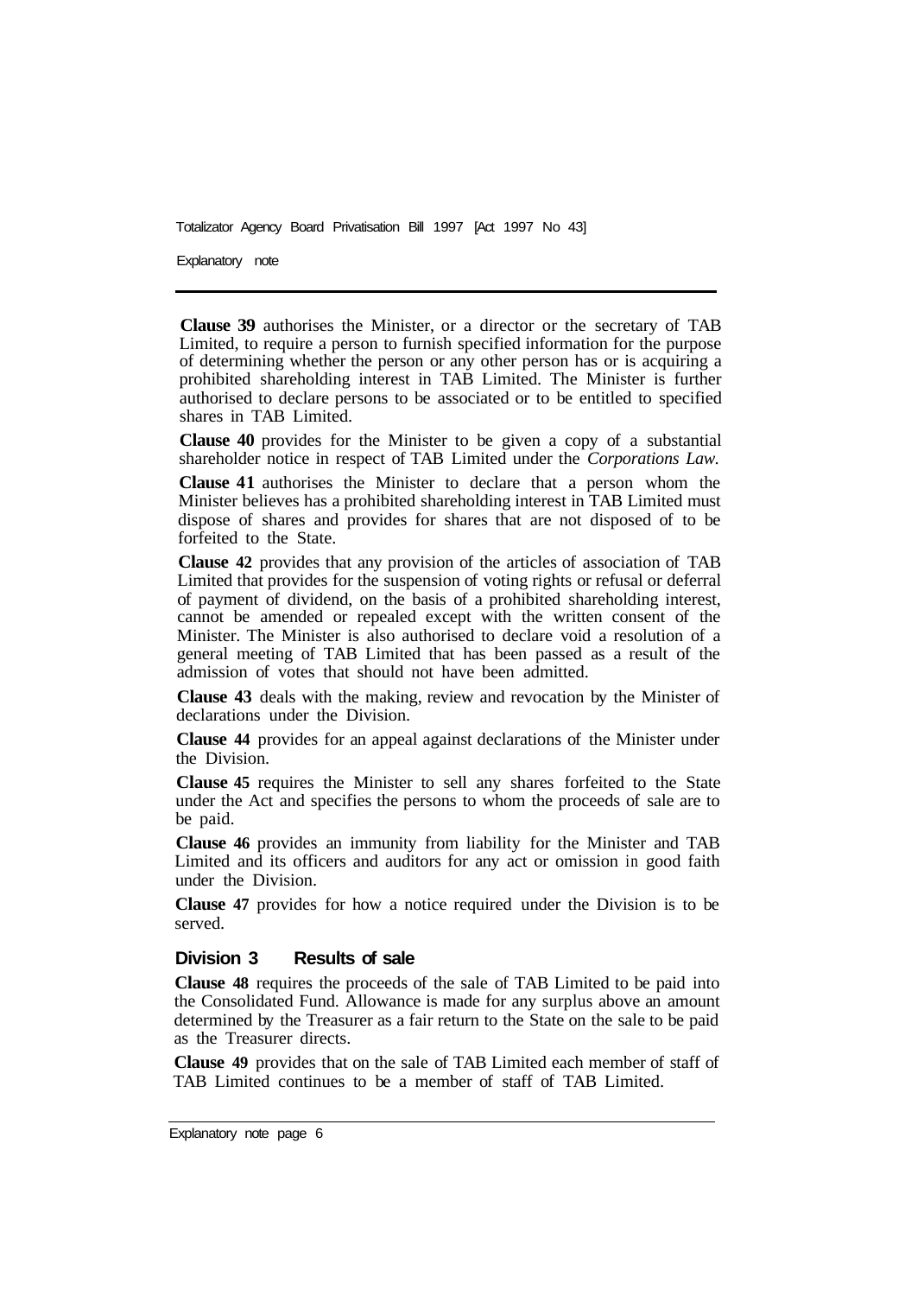**Clause 39** authorises the Minister, or a director or the secretary of TAB Limited, to require a person to furnish specified information for the purpose of determining whether the person or any other person has or is acquiring a prohibited shareholding interest in TAB Limited. The Minister is further authorised to declare persons to be associated or to be entitled to specified shares in TAB Limited.

**Clause 40** provides for the Minister to be given a copy of a substantial shareholder notice in respect of TAB Limited under the *Corporations Law.*

**Clause 41** authorises the Minister to declare that a person whom the Minister believes has a prohibited shareholding interest in TAB Limited must dispose of shares and provides for shares that are not disposed of to be forfeited to the State.

**Clause 42** provides that any provision of the articles of association of TAB Limited that provides for the suspension of voting rights or refusal or deferral of payment of dividend, on the basis of a prohibited shareholding interest, cannot be amended or repealed except with the written consent of the Minister. The Minister is also authorised to declare void a resolution of a general meeting of TAB Limited that has been passed as a result of the admission of votes that should not have been admitted.

**Clause 43** deals with the making, review and revocation by the Minister of declarations under the Division.

**Clause 44** provides for an appeal against declarations of the Minister under the Division.

**Clause 45** requires the Minister to sell any shares forfeited to the State under the Act and specifies the persons to whom the proceeds of sale are to be paid.

**Clause 46** provides an immunity from liability for the Minister and TAB Limited and its officers and auditors for any act or omission in good faith under the Division.

**Clause 47** provides for how a notice required under the Division is to be served.

### Division 3 Results of sale

**Clause 48** requires the proceeds of the sale of TAB Limited to be paid into the Consolidated Fund. Allowance is made for any surplus above an amount determined by the Treasurer as a fair return to the State on the sale to be paid as the Treasurer directs.

**Clause 49** provides that on the sale of TAB Limited each member of staff of TAB Limited continues to be a member of staff of TAB Limited.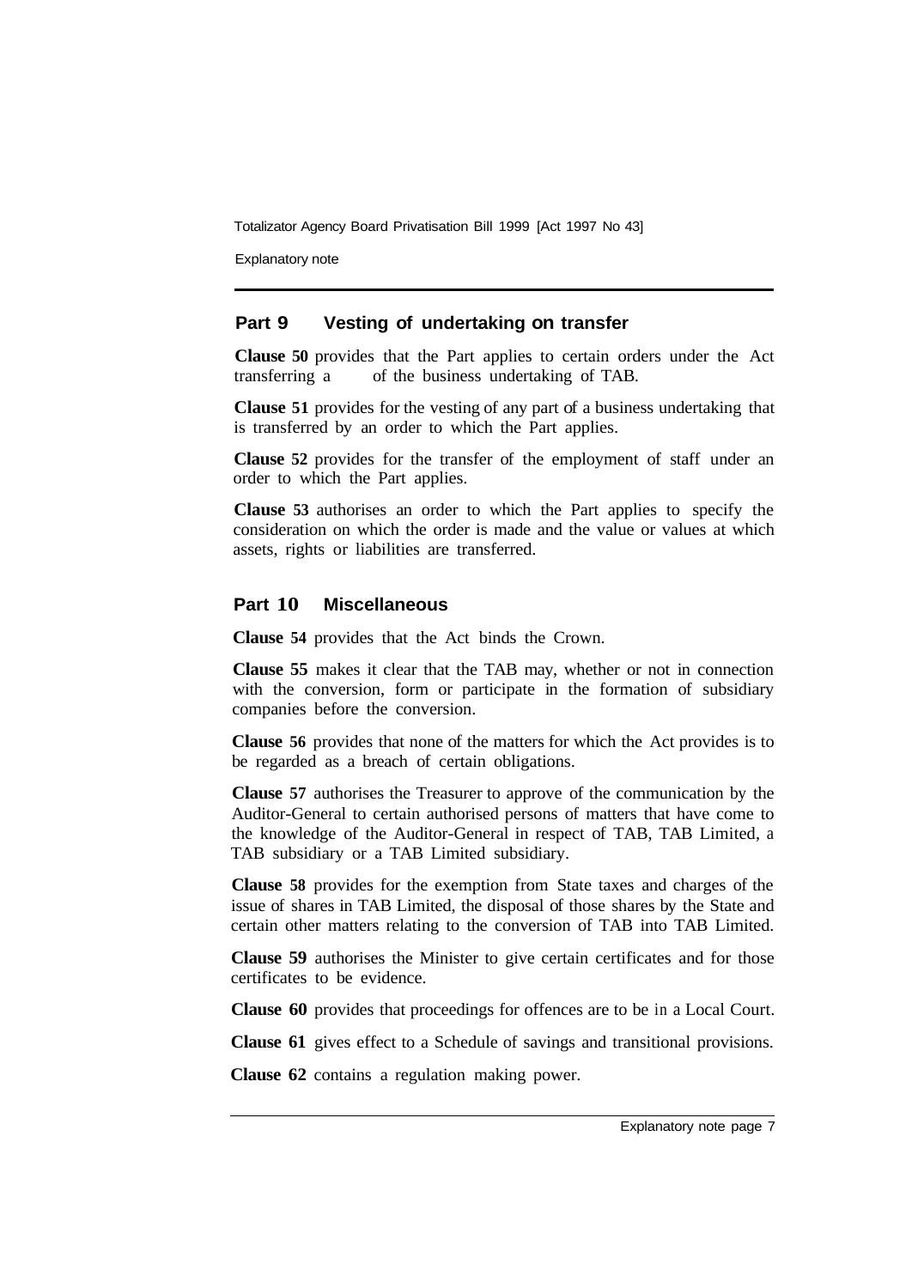## Part 9 Vesting of undertaking on transfer

**Clause 50** provides that the Part applies to certain orders under the Act transferring a of the business undertaking of TAB.

**Clause 51** provides for the vesting of any part of a business undertaking that is transferred by an order to which the Part applies.

**Clause 52** provides for the transfer of the employment of staff under an order to which the Part applies.

**Clause 53** authorises an order to which the Part applies to specify the consideration on which the order is made and the value or values at which assets, rights or liabilities are transferred.

## Part 10 Miscellaneous

**Clause 54** provides that the Act binds the Crown.

**Clause 55** makes it clear that the TAB may, whether or not in connection with the conversion, form or participate in the formation of subsidiary companies before the conversion.

**Clause 56** provides that none of the matters for which the Act provides is to be regarded as a breach of certain obligations.

**Clause 57** authorises the Treasurer to approve of the communication by the Auditor-General to certain authorised persons of matters that have come to the knowledge of the Auditor-General in respect of TAB, TAB Limited, a TAB subsidiary or a TAB Limited subsidiary.

**Clause 58** provides for the exemption from State taxes and charges of the issue of shares in TAB Limited, the disposal of those shares by the State and certain other matters relating to the conversion of TAB into TAB Limited.

**Clause 59** authorises the Minister to give certain certificates and for those certificates to be evidence.

**Clause 60** provides that proceedings for offences are to be in a Local Court.

**Clause 61** gives effect to a Schedule of savings and transitional provisions.

**Clause 62** contains a regulation making power.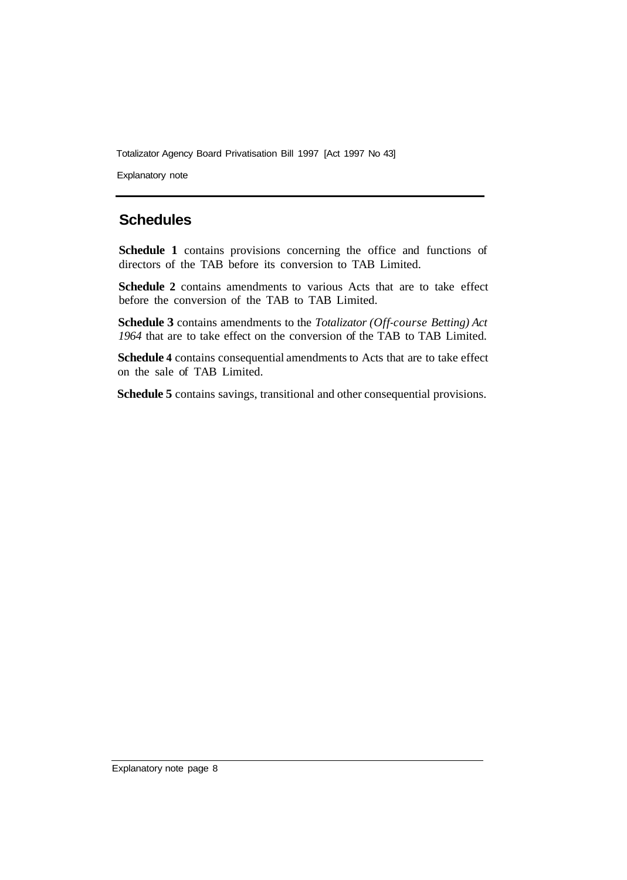## Schedules

**Schedule 1** contains provisions concerning the office and functions of directors of the TAB before its conversion to TAB Limited.

**Schedule 2** contains amendments to various Acts that are to take effect before the conversion of the TAB to TAB Limited.

**Schedule 3** contains amendments to the *Totalizator (Off-course Betting) Act 1964* that are to take effect on the conversion of the TAB to TAB Limited.

**Schedule 4** contains consequential amendments to Acts that are to take effect on the sale of TAB Limited.

**Schedule 5** contains savings, transitional and other consequential provisions.